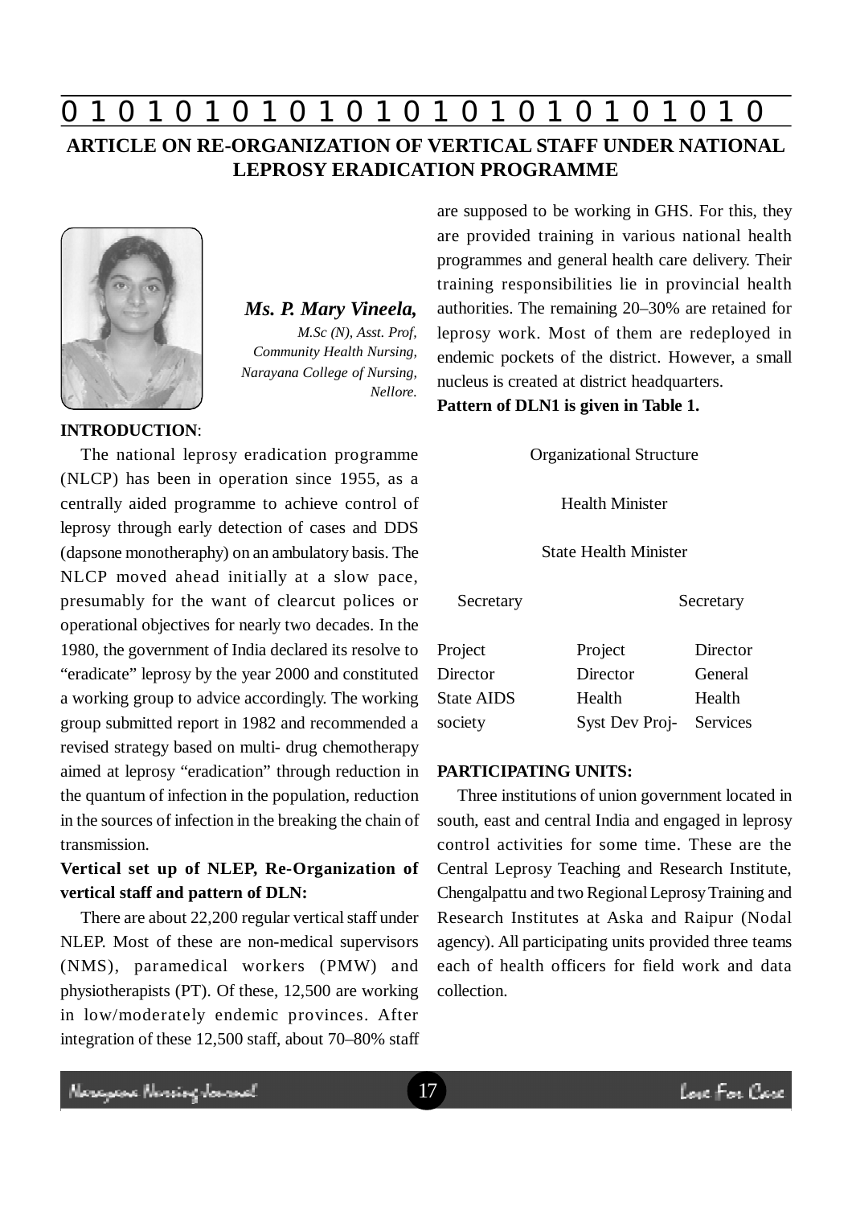# ARTICLE ON RE-ORGANIZATION OF VERTICAL STAFF UNDER NATIONAL LEPROSY ERADICATION PROGRAMME

***Ms. P. Mary Vineela,***
*M.Sc (N), Asst. Prof,*
*Community Health Nursing,*
*Narayana College of Nursing,*
*Nellore.*

**INTRODUCTION**:

The national leprosy eradication programme (NLCP) has been in operation since 1955, as a centrally aided programme to achieve control of leprosy through early detection of cases and DDS (dapsone monotheraphy) on an ambulatory basis. The NLCP moved ahead initially at a slow pace, presumably for the want of clearcut polices or operational objectives for nearly two decades. In the 1980, the government of India declared its resolve to "eradicate" leprosy by the year 2000 and constituted a working group to advice accordingly. The working group submitted report in 1982 and recommended a revised strategy based on multi- drug chemotherapy aimed at leprosy "eradication" through reduction in the quantum of infection in the population, reduction in the sources of infection in the breaking the chain of transmission.

**Vertical set up of NLEP, Re-Organization of vertical staff and pattern of DLN:**

There are about 22,200 regular vertical staff under NLEP. Most of these are non-medical supervisors (NMS), paramedical workers (PMW) and physiotherapists (PT). Of these, 12,500 are working in low/moderately endemic provinces. After integration of these 12,500 staff, about 70–80% staff are supposed to be working in GHS. For this, they are provided training in various national health programmes and general health care delivery. Their training responsibilities lie in provincial health authorities. The remaining 20–30% are retained for leprosy work. Most of them are redeployed in endemic pockets of the district. However, a small nucleus is created at district headquarters.

**Pattern of DLN1 is given in Table 1.**

Organizational Structure

Health Minister

State Health Minister

| Secretary | | Secretary |
|---|---|---|
| Project Director State AIDS society | Project Director Health Syst Dev Proj- | Director General Health Services |

**PARTICIPATING UNITS:**

Three institutions of union government located in south, east and central India and engaged in leprosy control activities for some time. These are the Central Leprosy Teaching and Research Institute, Chengalpattu and two Regional Leprosy Training and Research Institutes at Aska and Raipur (Nodal agency). All participating units provided three teams each of health officers for field work and data collection.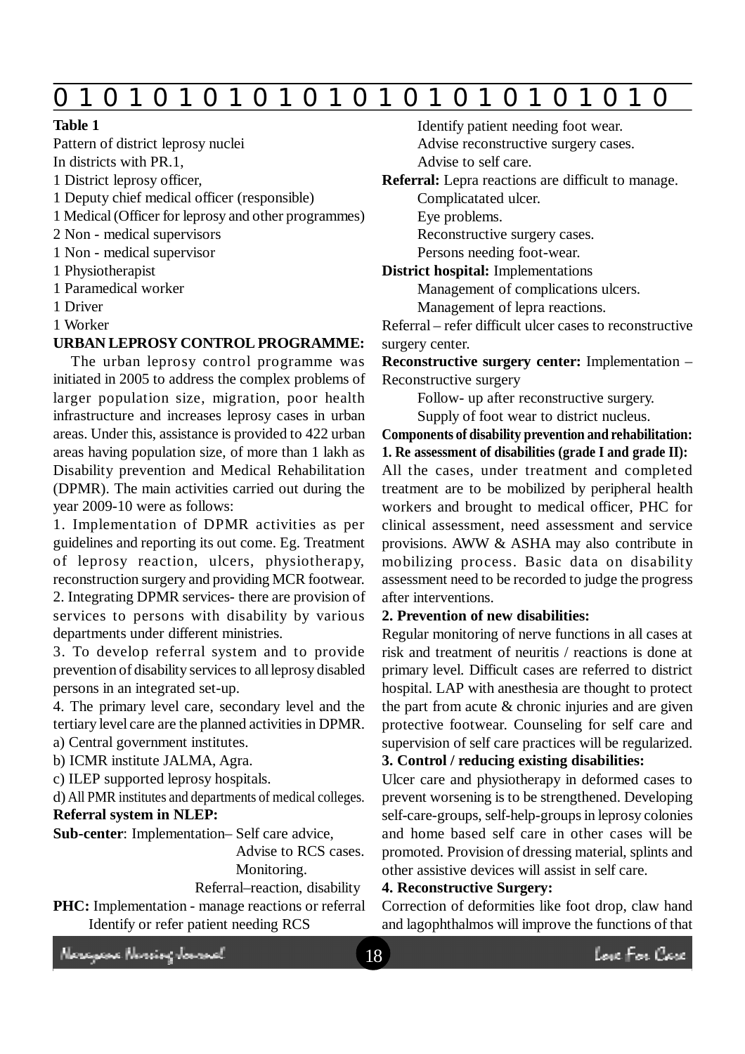**Table 1**

Pattern of district leprosy nuclei

In districts with PR.1,

1 District leprosy officer,

1 Deputy chief medical officer (responsible)

1 Medical (Officer for leprosy and other programmes)

2 Non - medical supervisors

1 Non - medical supervisor

1 Physiotherapist

1 Paramedical worker

1 Driver

1 Worker

**URBAN LEPROSY CONTROL PROGRAMME:**

The urban leprosy control programme was initiated in 2005 to address the complex problems of larger population size, migration, poor health infrastructure and increases leprosy cases in urban areas. Under this, assistance is provided to 422 urban areas having population size, of more than 1 lakh as Disability prevention and Medical Rehabilitation (DPMR). The main activities carried out during the year 2009-10 were as follows:

1. Implementation of DPMR activities as per guidelines and reporting its out come. Eg. Treatment of leprosy reaction, ulcers, physiotherapy, reconstruction surgery and providing MCR footwear.
2. Integrating DPMR services- there are provision of services to persons with disability by various departments under different ministries.
3. To develop referral system and to provide prevention of disability services to all leprosy disabled persons in an integrated set-up.
4. The primary level care, secondary level and the tertiary level care are the planned activities in DPMR.

a) Central government institutes.

b) ICMR institute JALMA, Agra.

c) ILEP supported leprosy hospitals.

d) All PMR institutes and departments of medical colleges.

**Referral system in NLEP:**

**Sub-center**: Implementation– Self care advice,
Advise to RCS cases.
Monitoring.
Referral–reaction, disability

**PHC:** Implementation - manage reactions or referral
Identify or refer patient needing RCS
Identify patient needing foot wear.
Advise reconstructive surgery cases.
Advise to self care.

**Referral:** Lepra reactions are difficult to manage.
Complicatated ulcer.
Eye problems.
Reconstructive surgery cases.
Persons needing foot-wear.

**District hospital:** Implementations
Management of complications ulcers.
Management of lepra reactions.

Referral – refer difficult ulcer cases to reconstructive surgery center.

**Reconstructive surgery center:** Implementation – Reconstructive surgery
Follow- up after reconstructive surgery.
Supply of foot wear to district nucleus.

**Components of disability prevention and rehabilitation:**

**1. Re assessment of disabilities (grade I and grade II):**

All the cases, under treatment and completed treatment are to be mobilized by peripheral health workers and brought to medical officer, PHC for clinical assessment, need assessment and service provisions. AWW & ASHA may also contribute in mobilizing process. Basic data on disability assessment need to be recorded to judge the progress after interventions.

**2. Prevention of new disabilities:**

Regular monitoring of nerve functions in all cases at risk and treatment of neuritis / reactions is done at primary level. Difficult cases are referred to district hospital. LAP with anesthesia are thought to protect the part from acute & chronic injuries and are given protective footwear. Counseling for self care and supervision of self care practices will be regularized.

**3. Control / reducing existing disabilities:**

Ulcer care and physiotherapy in deformed cases to prevent worsening is to be strengthened. Developing self-care-groups, self-help-groups in leprosy colonies and home based self care in other cases will be promoted. Provision of dressing material, splints and other assistive devices will assist in self care.

**4. Reconstructive Surgery:**

Correction of deformities like foot drop, claw hand and lagophthalmos will improve the functions of that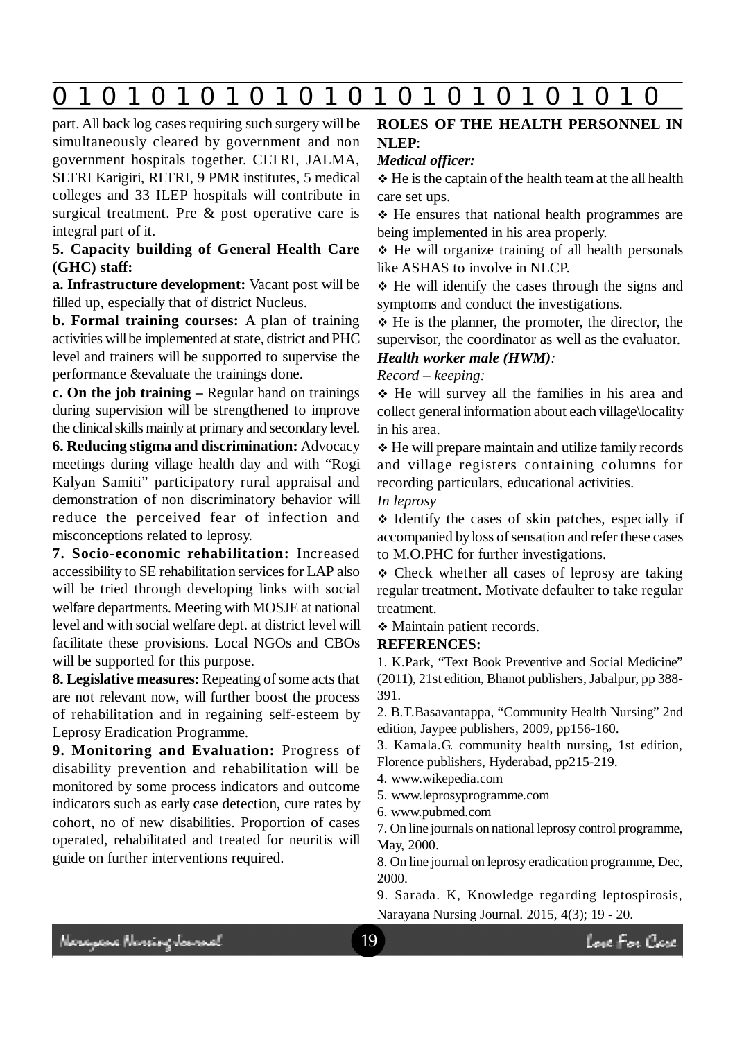part. All back log cases requiring such surgery will be simultaneously cleared by government and non government hospitals together. CLTRI, JALMA, SLTRI Karigiri, RLTRI, 9 PMR institutes, 5 medical colleges and 33 ILEP hospitals will contribute in surgical treatment. Pre & post operative care is integral part of it.

**5. Capacity building of General Health Care (GHC) staff:**

**a. Infrastructure development:** Vacant post will be filled up, especially that of district Nucleus.

**b. Formal training courses:** A plan of training activities will be implemented at state, district and PHC level and trainers will be supported to supervise the performance &evaluate the trainings done.

**c. On the job training –** Regular hand on trainings during supervision will be strengthened to improve the clinical skills mainly at primary and secondary level.

**6. Reducing stigma and discrimination:** Advocacy meetings during village health day and with "Rogi Kalyan Samiti" participatory rural appraisal and demonstration of non discriminatory behavior will reduce the perceived fear of infection and misconceptions related to leprosy.

**7. Socio-economic rehabilitation:** Increased accessibility to SE rehabilitation services for LAP also will be tried through developing links with social welfare departments. Meeting with MOSJE at national level and with social welfare dept. at district level will facilitate these provisions. Local NGOs and CBOs will be supported for this purpose.

**8. Legislative measures:** Repeating of some acts that are not relevant now, will further boost the process of rehabilitation and in regaining self-esteem by Leprosy Eradication Programme.

**9. Monitoring and Evaluation:** Progress of disability prevention and rehabilitation will be monitored by some process indicators and outcome indicators such as early case detection, cure rates by cohort, no of new disabilities. Proportion of cases operated, rehabilitated and treated for neuritis will guide on further interventions required.

## ROLES OF THE HEALTH PERSONNEL IN NLEP:

***Medical officer:***

- He is the captain of the health team at the all health care set ups.
- He ensures that national health programmes are being implemented in his area properly.
- He will organize training of all health personals like ASHAS to involve in NLCP.
- He will identify the cases through the signs and symptoms and conduct the investigations.
- He is the planner, the promoter, the director, the supervisor, the coordinator as well as the evaluator.

***Health worker male (HWM):***

*Record – keeping:*

- He will survey all the families in his area and collect general information about each village\locality in his area.
- He will prepare maintain and utilize family records and village registers containing columns for recording particulars, educational activities.

*In leprosy*

- Identify the cases of skin patches, especially if accompanied by loss of sensation and refer these cases to M.O.PHC for further investigations.
- Check whether all cases of leprosy are taking regular treatment. Motivate defaulter to take regular treatment.
- Maintain patient records.

## REFERENCES:

1. K.Park, "Text Book Preventive and Social Medicine" (2011), 21st edition, Bhanot publishers, Jabalpur, pp 388-391.
2. B.T.Basavantappa, "Community Health Nursing" 2nd edition, Jaypee publishers, 2009, pp156-160.
3. Kamala.G. community health nursing, 1st edition, Florence publishers, Hyderabad, pp215-219.
4. www.wikepedia.com
5. www.leprosyprogramme.com
6. www.pubmed.com
7. On line journals on national leprosy control programme, May, 2000.
8. On line journal on leprosy eradication programme, Dec, 2000.
9. Sarada. K, Knowledge regarding leptospirosis, Narayana Nursing Journal. 2015, 4(3); 19 - 20.